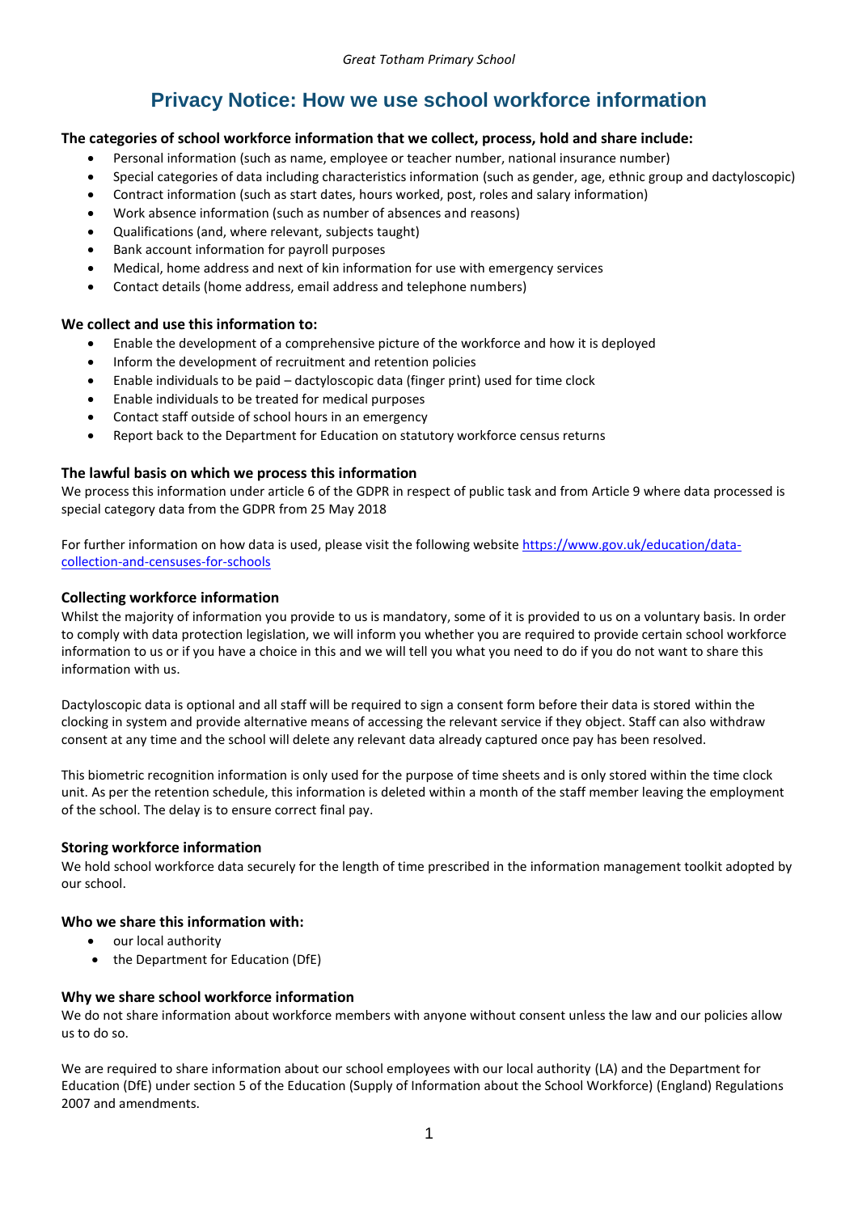# Privacy Notice: How we use school workforce information

### The categories of school workforce information that we collect, process, hold and share include:

- Personal information (such as name, employee or teacher number, national insurance number)
- Special categories of data including characteristics information (such as gender, age, ethnic group and dactyloscopic)
- Contract information (such as start dates, hours worked, post, roles and salary information)
- Work absence information (such as number of absences and reasons)
- Qualifications (and, where relevant, subjects taught)
- Bank account information for payroll purposes
- Medical, home address and next of kin information for use with emergency services
- Contact details (home address, email address and telephone numbers)

### We collect and use this information to:

- Enable the development of a comprehensive picture of the workforce and how it is deployed
- Inform the development of recruitment and retention policies
- Enable individuals to be paid – dactyloscopic data (finger print) used for time clock
- Enable individuals to be treated for medical purposes
- Contact staff outside of school hours in an emergency
- Report back to the Department for Education on statutory workforce census returns

### The lawful basis on which we process this information

We process this information under article 6 of the GDPR in respect of public task and from Article 9 where data processed is special category data from the GDPR from 25 May 2018

For further information on how data is used, please visit the following website https://www.gov.uk/education/data-collection-and-censuses-for-schools

### Collecting workforce information

Whilst the majority of information you provide to us is mandatory, some of it is provided to us on a voluntary basis. In order to comply with data protection legislation, we will inform you whether you are required to provide certain school workforce information to us or if you have a choice in this and we will tell you what you need to do if you do not want to share this information with us.

Dactyloscopic data is optional and all staff will be required to sign a consent form before their data is stored within the clocking in system and provide alternative means of accessing the relevant service if they object. Staff can also withdraw consent at any time and the school will delete any relevant data already captured once pay has been resolved.

This biometric recognition information is only used for the purpose of time sheets and is only stored within the time clock unit. As per the retention schedule, this information is deleted within a month of the staff member leaving the employment of the school. The delay is to ensure correct final pay.

### Storing workforce information

We hold school workforce data securely for the length of time prescribed in the information management toolkit adopted by our school.

### Who we share this information with:

- our local authority
- the Department for Education (DfE)

### Why we share school workforce information

We do not share information about workforce members with anyone without consent unless the law and our policies allow us to do so.

We are required to share information about our school employees with our local authority (LA) and the Department for Education (DfE) under section 5 of the Education (Supply of Information about the School Workforce) (England) Regulations 2007 and amendments.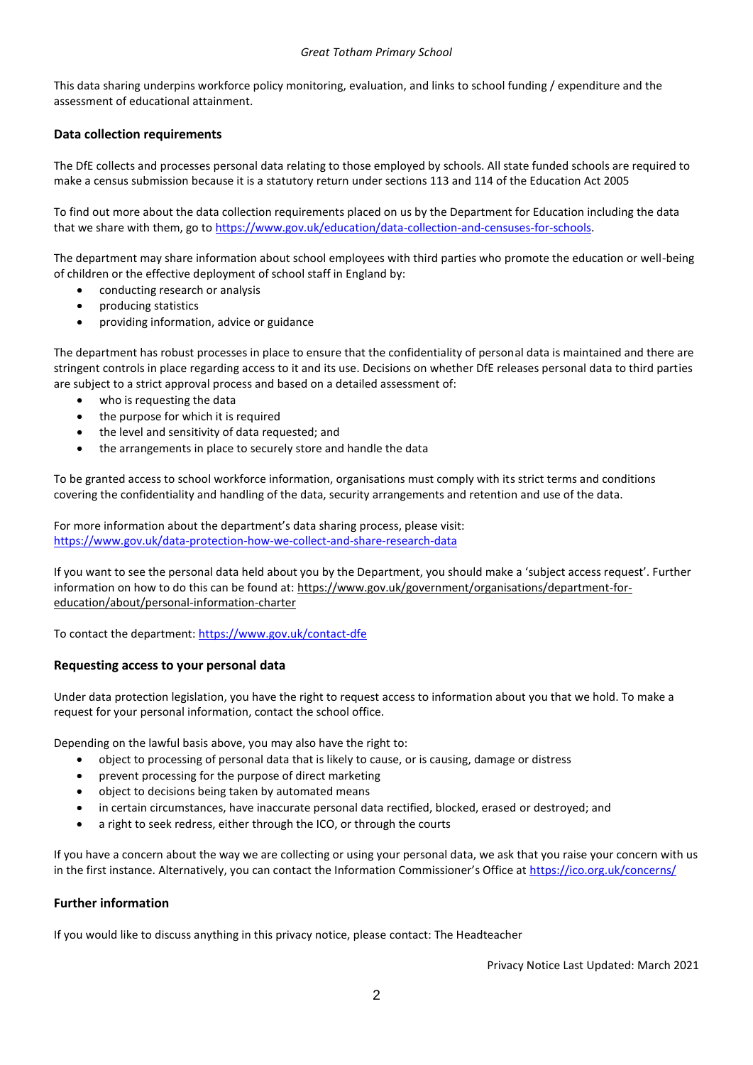This data sharing underpins workforce policy monitoring, evaluation, and links to school funding / expenditure and the assessment of educational attainment.

### Data collection requirements

The DfE collects and processes personal data relating to those employed by schools. All state funded schools are required to make a census submission because it is a statutory return under sections 113 and 114 of the Education Act 2005

To find out more about the data collection requirements placed on us by the Department for Education including the data that we share with them, go to https://www.gov.uk/education/data-collection-and-censuses-for-schools.

The department may share information about school employees with third parties who promote the education or well-being of children or the effective deployment of school staff in England by:

- conducting research or analysis
- producing statistics
- providing information, advice or guidance

The department has robust processes in place to ensure that the confidentiality of personal data is maintained and there are stringent controls in place regarding access to it and its use. Decisions on whether DfE releases personal data to third parties are subject to a strict approval process and based on a detailed assessment of:

- who is requesting the data
- the purpose for which it is required
- the level and sensitivity of data requested; and
- the arrangements in place to securely store and handle the data

To be granted access to school workforce information, organisations must comply with its strict terms and conditions covering the confidentiality and handling of the data, security arrangements and retention and use of the data.

For more information about the department's data sharing process, please visit: https://www.gov.uk/data-protection-how-we-collect-and-share-research-data

If you want to see the personal data held about you by the Department, you should make a 'subject access request'. Further information on how to do this can be found at: https://www.gov.uk/government/organisations/department-for-education/about/personal-information-charter

To contact the department: https://www.gov.uk/contact-dfe

### Requesting access to your personal data

Under data protection legislation, you have the right to request access to information about you that we hold. To make a request for your personal information, contact the school office.

Depending on the lawful basis above, you may also have the right to:

- object to processing of personal data that is likely to cause, or is causing, damage or distress
- prevent processing for the purpose of direct marketing
- object to decisions being taken by automated means
- in certain circumstances, have inaccurate personal data rectified, blocked, erased or destroyed; and
- a right to seek redress, either through the ICO, or through the courts

If you have a concern about the way we are collecting or using your personal data, we ask that you raise your concern with us in the first instance. Alternatively, you can contact the Information Commissioner's Office at https://ico.org.uk/concerns/

### Further information

If you would like to discuss anything in this privacy notice, please contact: The Headteacher

Privacy Notice Last Updated: March 2021